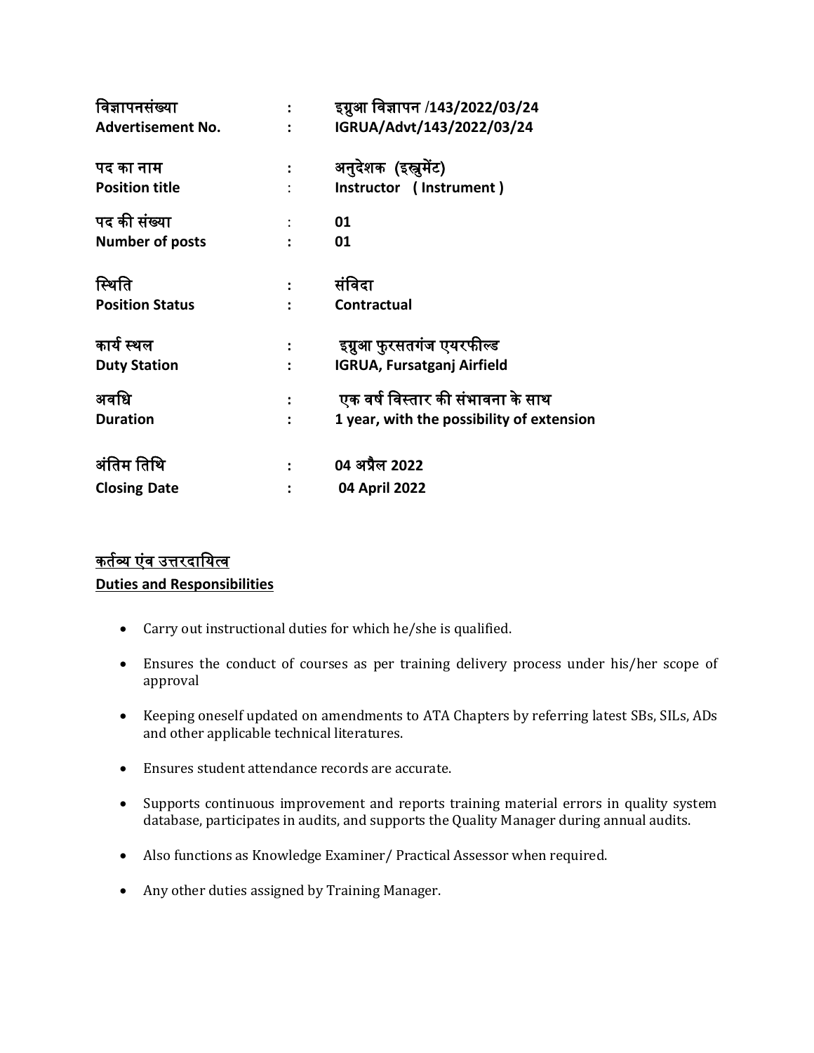| | | |
|---|---|---|
| **विज्ञापनसंख्या** | **:** | **इग्रुआ विज्ञापन /143/2022/03/24** |
| **Advertisement No.** | **:** | **IGRUA/Advt/143/2022/03/24** |
| **पद का नाम** | **:** | **अनुदेशक (इस्ट्रुमेंट)** |
| **Position title** | : | **Instructor ( Instrument )** |
| **पद की संख्या** | : | **01** |
| **Number of posts** | **:** | **01** |
| **स्थिति** | **:** | **संविदा** |
| **Position Status** | **:** | **Contractual** |
| **कार्य स्थल** | **:** | **इग्रुआ फुरसतगंज एयरफील्ड** |
| **Duty Station** | **:** | **IGRUA, Fursatganj Airfield** |
| **अवधि** | **:** | **एक वर्ष विस्तार की संभावना के साथ** |
| **Duration** | **:** | **1 year, with the possibility of extension** |
| **अंतिम तिथि** | **:** | **04 अप्रैल 2022** |
| **Closing Date** | **:** | **04 April 2022** |

**कर्तव्य एंव उत्तरदायित्व**

**Duties and Responsibilities**

- Carry out instructional duties for which he/she is qualified.
- Ensures the conduct of courses as per training delivery process under his/her scope of approval
- Keeping oneself updated on amendments to ATA Chapters by referring latest SBs, SILs, ADs and other applicable technical literatures.
- Ensures student attendance records are accurate.
- Supports continuous improvement and reports training material errors in quality system database, participates in audits, and supports the Quality Manager during annual audits.
- Also functions as Knowledge Examiner/ Practical Assessor when required.
- Any other duties assigned by Training Manager.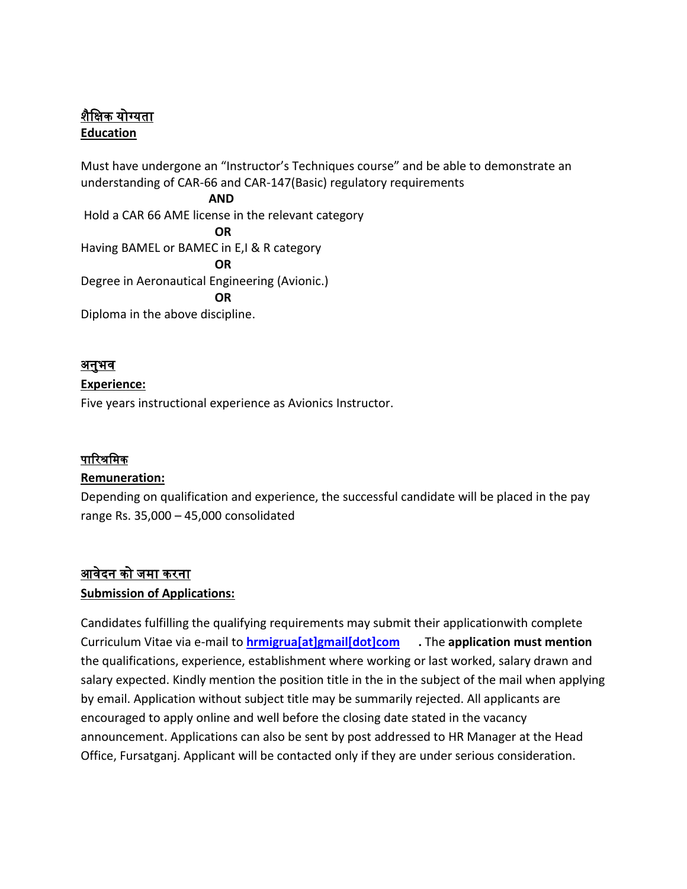**शैक्षिक योग्यता**
**Education**

Must have undergone an "Instructor's Techniques course" and be able to demonstrate an understanding of CAR-66 and CAR-147(Basic) regulatory requirements

**AND**

Hold a CAR 66 AME license in the relevant category

**OR**

Having BAMEL or BAMEC in E,I & R category

**OR**

Degree in Aeronautical Engineering (Avionic.)

**OR**

Diploma in the above discipline.

**अनुभव**
**Experience:**

Five years instructional experience as Avionics Instructor.

**पारिश्रमिक**
**Remuneration:**

Depending on qualification and experience, the successful candidate will be placed in the pay range Rs. 35,000 – 45,000 consolidated

**आवेदन को जमा करना**
**Submission of Applications:**

Candidates fulfilling the qualifying requirements may submit their applicationwith complete Curriculum Vitae via e-mail to **hrmigrua[at]gmail[dot]com** . The **application must mention** the qualifications, experience, establishment where working or last worked, salary drawn and salary expected. Kindly mention the position title in the in the subject of the mail when applying by email. Application without subject title may be summarily rejected. All applicants are encouraged to apply online and well before the closing date stated in the vacancy announcement. Applications can also be sent by post addressed to HR Manager at the Head Office, Fursatganj. Applicant will be contacted only if they are under serious consideration.